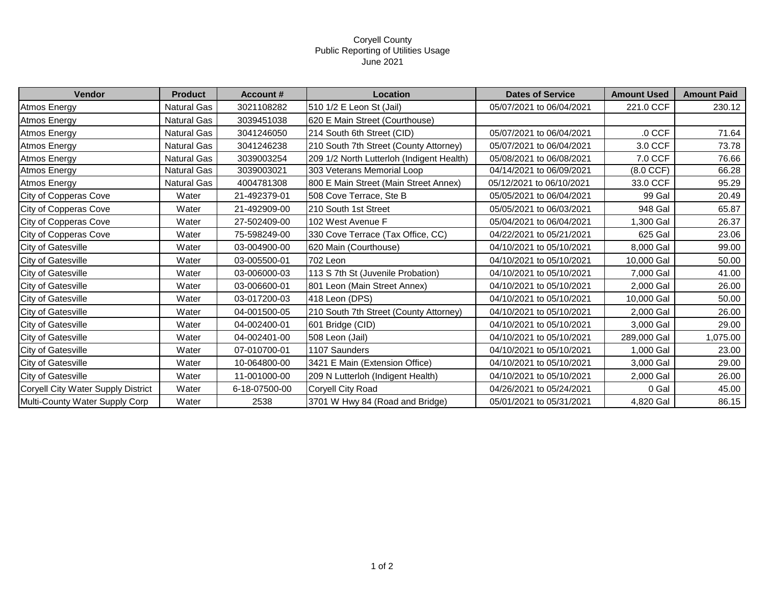# Coryell County
## Public Reporting of Utilities Usage
### June 2021

| Vendor | Product | Account # | Location | Dates of Service | Amount Used | Amount Paid |
|---|---|---|---|---|---|---|
| Atmos Energy | Natural Gas | 3021108282 | 510 1/2 E Leon St (Jail) | 05/07/2021 to 06/04/2021 | 221.0 CCF | 230.12 |
| Atmos Energy | Natural Gas | 3039451038 | 620 E Main Street (Courthouse) | | | |
| Atmos Energy | Natural Gas | 3041246050 | 214 South 6th Street (CID) | 05/07/2021 to 06/04/2021 | .0 CCF | 71.64 |
| Atmos Energy | Natural Gas | 3041246238 | 210 South 7th Street (County Attorney) | 05/07/2021 to 06/04/2021 | 3.0 CCF | 73.78 |
| Atmos Energy | Natural Gas | 3039003254 | 209 1/2 North Lutterloh (Indigent Health) | 05/08/2021 to 06/08/2021 | 7.0 CCF | 76.66 |
| Atmos Energy | Natural Gas | 3039003021 | 303 Veterans Memorial Loop | 04/14/2021 to 06/09/2021 | (8.0 CCF) | 66.28 |
| Atmos Energy | Natural Gas | 4004781308 | 800 E Main Street (Main Street Annex) | 05/12/2021 to 06/10/2021 | 33.0 CCF | 95.29 |
| City of Copperas Cove | Water | 21-492379-01 | 508 Cove Terrace, Ste B | 05/05/2021 to 06/04/2021 | 99 Gal | 20.49 |
| City of Copperas Cove | Water | 21-492909-00 | 210 South 1st Street | 05/05/2021 to 06/03/2021 | 948 Gal | 65.87 |
| City of Copperas Cove | Water | 27-502409-00 | 102 West Avenue F | 05/04/2021 to 06/04/2021 | 1,300 Gal | 26.37 |
| City of Copperas Cove | Water | 75-598249-00 | 330 Cove Terrace (Tax Office, CC) | 04/22/2021 to 05/21/2021 | 625 Gal | 23.06 |
| City of Gatesville | Water | 03-004900-00 | 620 Main (Courthouse) | 04/10/2021 to 05/10/2021 | 8,000 Gal | 99.00 |
| City of Gatesville | Water | 03-005500-01 | 702 Leon | 04/10/2021 to 05/10/2021 | 10,000 Gal | 50.00 |
| City of Gatesville | Water | 03-006000-03 | 113 S 7th St (Juvenile Probation) | 04/10/2021 to 05/10/2021 | 7,000 Gal | 41.00 |
| City of Gatesville | Water | 03-006600-01 | 801 Leon (Main Street Annex) | 04/10/2021 to 05/10/2021 | 2,000 Gal | 26.00 |
| City of Gatesville | Water | 03-017200-03 | 418 Leon (DPS) | 04/10/2021 to 05/10/2021 | 10,000 Gal | 50.00 |
| City of Gatesville | Water | 04-001500-05 | 210 South 7th Street (County Attorney) | 04/10/2021 to 05/10/2021 | 2,000 Gal | 26.00 |
| City of Gatesville | Water | 04-002400-01 | 601 Bridge (CID) | 04/10/2021 to 05/10/2021 | 3,000 Gal | 29.00 |
| City of Gatesville | Water | 04-002401-00 | 508 Leon (Jail) | 04/10/2021 to 05/10/2021 | 289,000 Gal | 1,075.00 |
| City of Gatesville | Water | 07-010700-01 | 1107 Saunders | 04/10/2021 to 05/10/2021 | 1,000 Gal | 23.00 |
| City of Gatesville | Water | 10-064800-00 | 3421 E Main (Extension Office) | 04/10/2021 to 05/10/2021 | 3,000 Gal | 29.00 |
| City of Gatesville | Water | 11-001000-00 | 209 N Lutterloh (Indigent Health) | 04/10/2021 to 05/10/2021 | 2,000 Gal | 26.00 |
| Coryell City Water Supply District | Water | 6-18-07500-00 | Coryell City Road | 04/26/2021 to 05/24/2021 | 0 Gal | 45.00 |
| Multi-County Water Supply Corp | Water | 2538 | 3701 W Hwy 84 (Road and Bridge) | 05/01/2021 to 05/31/2021 | 4,820 Gal | 86.15 |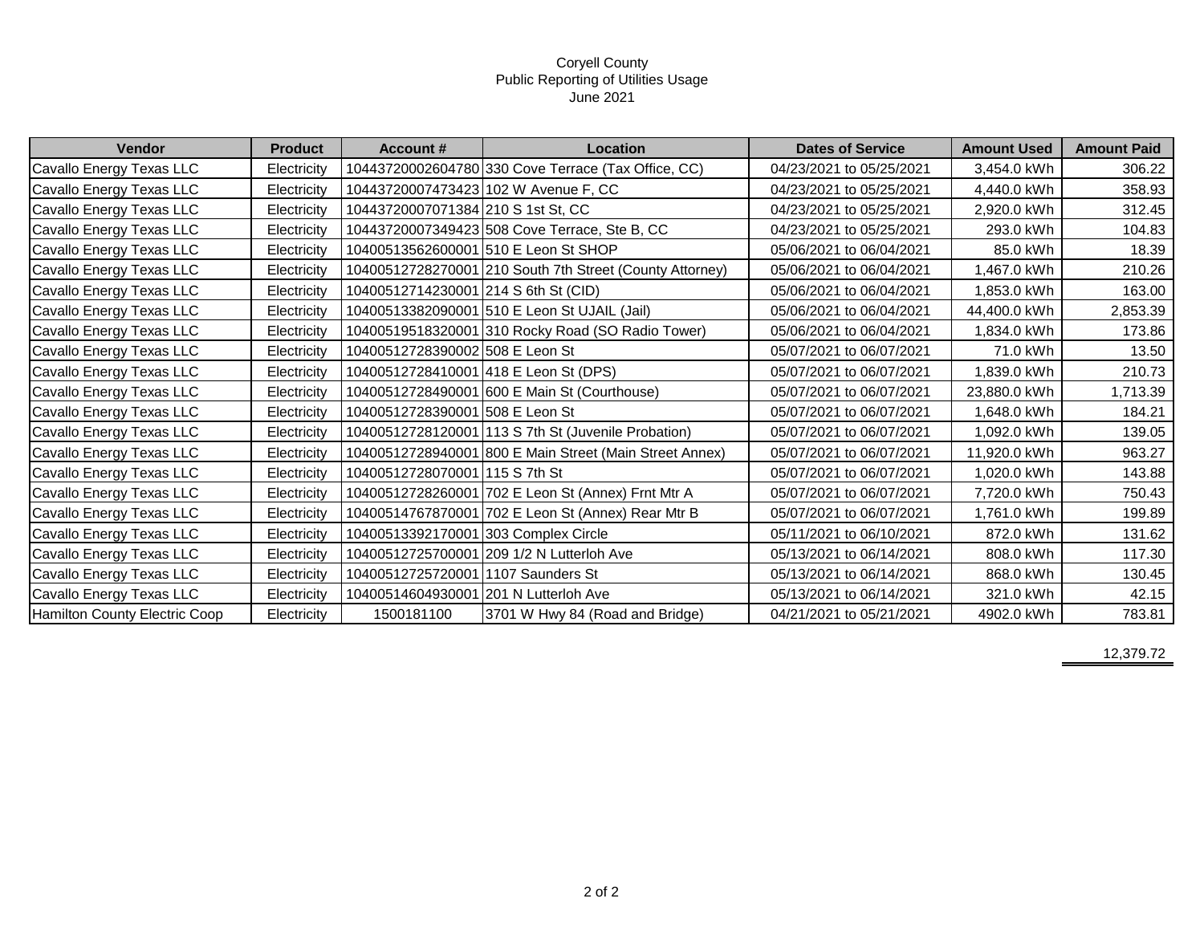Coryell County
Public Reporting of Utilities Usage
June 2021

| Vendor | Product | Account # | Location | Dates of Service | Amount Used | Amount Paid |
|---|---|---|---|---|---|---|
| Cavallo Energy Texas LLC | Electricity | 10443720002604780 | 330 Cove Terrace (Tax Office, CC) | 04/23/2021 to 05/25/2021 | 3,454.0 kWh | 306.22 |
| Cavallo Energy Texas LLC | Electricity | 10443720007473423 | 102 W Avenue F, CC | 04/23/2021 to 05/25/2021 | 4,440.0 kWh | 358.93 |
| Cavallo Energy Texas LLC | Electricity | 10443720007071384 | 210 S 1st St, CC | 04/23/2021 to 05/25/2021 | 2,920.0 kWh | 312.45 |
| Cavallo Energy Texas LLC | Electricity | 10443720007349423 | 508 Cove Terrace, Ste B, CC | 04/23/2021 to 05/25/2021 | 293.0 kWh | 104.83 |
| Cavallo Energy Texas LLC | Electricity | 10400513562600001 | 510 E Leon St SHOP | 05/06/2021 to 06/04/2021 | 85.0 kWh | 18.39 |
| Cavallo Energy Texas LLC | Electricity | 10400512728270001 | 210 South 7th Street (County Attorney) | 05/06/2021 to 06/04/2021 | 1,467.0 kWh | 210.26 |
| Cavallo Energy Texas LLC | Electricity | 10400512714230001 | 214 S 6th St (CID) | 05/06/2021 to 06/04/2021 | 1,853.0 kWh | 163.00 |
| Cavallo Energy Texas LLC | Electricity | 10400513382090001 | 510 E Leon St UJAIL (Jail) | 05/06/2021 to 06/04/2021 | 44,400.0 kWh | 2,853.39 |
| Cavallo Energy Texas LLC | Electricity | 10400519518320001 | 310 Rocky Road (SO Radio Tower) | 05/06/2021 to 06/04/2021 | 1,834.0 kWh | 173.86 |
| Cavallo Energy Texas LLC | Electricity | 10400512728390002 | 508 E Leon St | 05/07/2021 to 06/07/2021 | 71.0 kWh | 13.50 |
| Cavallo Energy Texas LLC | Electricity | 10400512728410001 | 418 E Leon St (DPS) | 05/07/2021 to 06/07/2021 | 1,839.0 kWh | 210.73 |
| Cavallo Energy Texas LLC | Electricity | 10400512728490001 | 600 E Main St (Courthouse) | 05/07/2021 to 06/07/2021 | 23,880.0 kWh | 1,713.39 |
| Cavallo Energy Texas LLC | Electricity | 10400512728390001 | 508 E Leon St | 05/07/2021 to 06/07/2021 | 1,648.0 kWh | 184.21 |
| Cavallo Energy Texas LLC | Electricity | 10400512728120001 | 113 S 7th St (Juvenile Probation) | 05/07/2021 to 06/07/2021 | 1,092.0 kWh | 139.05 |
| Cavallo Energy Texas LLC | Electricity | 10400512728940001 | 800 E Main Street (Main Street Annex) | 05/07/2021 to 06/07/2021 | 11,920.0 kWh | 963.27 |
| Cavallo Energy Texas LLC | Electricity | 10400512728070001 | 115 S 7th St | 05/07/2021 to 06/07/2021 | 1,020.0 kWh | 143.88 |
| Cavallo Energy Texas LLC | Electricity | 10400512728260001 | 702 E Leon St (Annex) Frnt Mtr A | 05/07/2021 to 06/07/2021 | 7,720.0 kWh | 750.43 |
| Cavallo Energy Texas LLC | Electricity | 10400514767870001 | 702 E Leon St (Annex) Rear Mtr B | 05/07/2021 to 06/07/2021 | 1,761.0 kWh | 199.89 |
| Cavallo Energy Texas LLC | Electricity | 10400513392170001 | 303 Complex Circle | 05/11/2021 to 06/10/2021 | 872.0 kWh | 131.62 |
| Cavallo Energy Texas LLC | Electricity | 10400512725700001 | 209 1/2 N Lutterloh Ave | 05/13/2021 to 06/14/2021 | 808.0 kWh | 117.30 |
| Cavallo Energy Texas LLC | Electricity | 10400512725720001 | 1107 Saunders St | 05/13/2021 to 06/14/2021 | 868.0 kWh | 130.45 |
| Cavallo Energy Texas LLC | Electricity | 10400514604930001 | 201 N Lutterloh Ave | 05/13/2021 to 06/14/2021 | 321.0 kWh | 42.15 |
| Hamilton County Electric Coop | Electricity | 1500181100 | 3701 W Hwy 84 (Road and Bridge) | 04/21/2021 to 05/21/2021 | 4902.0 kWh | 783.81 |
| | | | | | | 12,379.72 |